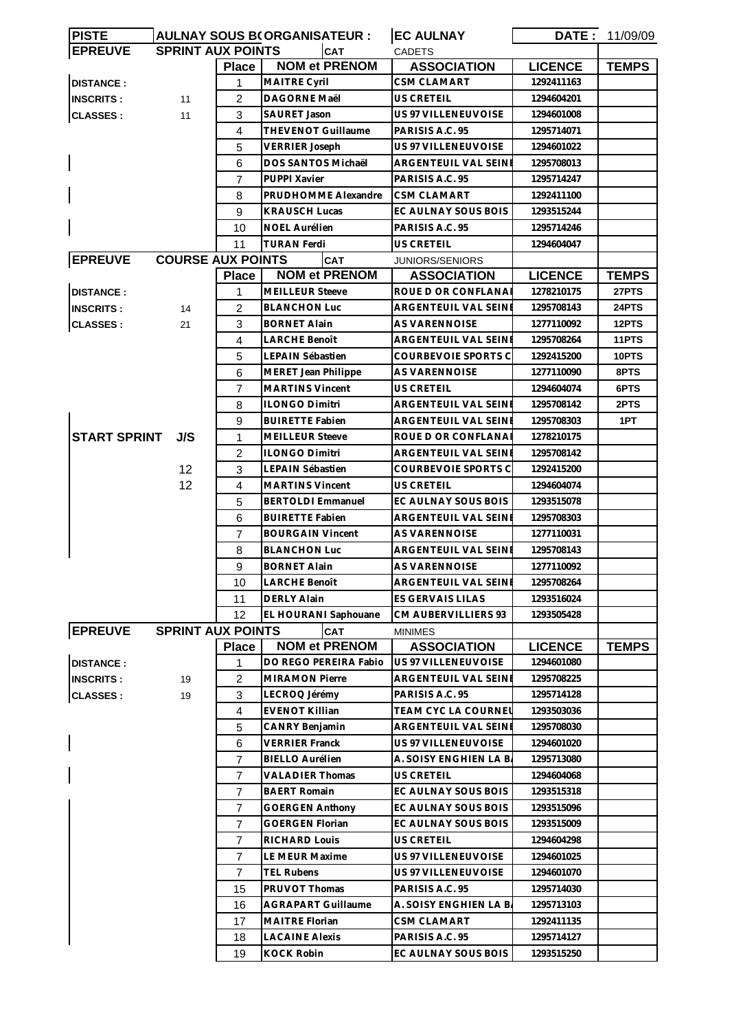| PISTE | AULNAY SOUS B( ORGANISATEUR : | | | EC AULNAY | DATE : | 11/09/09 |
|---|---|---|---|---|---|---|
| **EPREUVE** | **SPRINT AUX POINTS** | | **CAT** | CADETS | | |
| | | **Place** | **NOM et PRENOM** | **ASSOCIATION** | **LICENCE** | **TEMPS** |
| **DISTANCE :** | | 1 | MAITRE Cyril | CSM CLAMART | 1292411163 | |
| **INSCRITS :** | 11 | 2 | DAGORNE Maël | US CRETEIL | 1294604201 | |
| **CLASSES :** | 11 | 3 | SAURET Jason | US 97 VILLENEUVOISE | 1294601008 | |
| | | 4 | THEVENOT Guillaume | PARISIS A.C. 95 | 1295714071 | |
| | | 5 | VERRIER Joseph | US 97 VILLENEUVOISE | 1294601022 | |
| | | 6 | DOS SANTOS Michaël | ARGENTEUIL VAL SEINE | 1295708013 | |
| | | 7 | PUPPI Xavier | PARISIS A.C. 95 | 1295714247 | |
| | | 8 | PRUDHOMME Alexandre | CSM CLAMART | 1292411100 | |
| | | 9 | KRAUSCH Lucas | EC AULNAY SOUS BOIS | 1293515244 | |
| | | 10 | NOEL Aurélien | PARISIS A.C. 95 | 1295714246 | |
| | | 11 | TURAN Ferdi | US CRETEIL | 1294604047 | |
| **EPREUVE** | **COURSE AUX POINTS** | | **CAT** | JUNIORS/SENIORS | | |
| | | **Place** | **NOM et PRENOM** | **ASSOCIATION** | **LICENCE** | **TEMPS** |
| **DISTANCE :** | | 1 | MEILLEUR Steeve | ROUE D OR CONFLANAI | 1278210175 | 27PTS |
| **INSCRITS :** | 14 | 2 | BLANCHON Luc | ARGENTEUIL VAL SEINE | 1295708143 | 24PTS |
| **CLASSES :** | 21 | 3 | BORNET Alain | AS VARENNOISE | 1277110092 | 12PTS |
| | | 4 | LARCHE Benoît | ARGENTEUIL VAL SEINE | 1295708264 | 11PTS |
| | | 5 | LEPAIN Sébastien | COURBEVOIE SPORTS C | 1292415200 | 10PTS |
| | | 6 | MERET Jean Philippe | AS VARENNOISE | 1277110090 | 8PTS |
| | | 7 | MARTINS Vincent | US CRETEIL | 1294604074 | 6PTS |
| | | 8 | ILONGO Dimitri | ARGENTEUIL VAL SEINE | 1295708142 | 2PTS |
| | | 9 | BUIRETTE Fabien | ARGENTEUIL VAL SEINE | 1295708303 | 1PT |
| **START SPRINT** | **J/S** | 1 | MEILLEUR Steeve | ROUE D OR CONFLANAI | 1278210175 | |
| | | 2 | ILONGO Dimitri | ARGENTEUIL VAL SEINE | 1295708142 | |
| | 12 | 3 | LEPAIN Sébastien | COURBEVOIE SPORTS C | 1292415200 | |
| | 12 | 4 | MARTINS Vincent | US CRETEIL | 1294604074 | |
| | | 5 | BERTOLDI Emmanuel | EC AULNAY SOUS BOIS | 1293515078 | |
| | | 6 | BUIRETTE Fabien | ARGENTEUIL VAL SEINE | 1295708303 | |
| | | 7 | BOURGAIN Vincent | AS VARENNOISE | 1277110031 | |
| | | 8 | BLANCHON Luc | ARGENTEUIL VAL SEINE | 1295708143 | |
| | | 9 | BORNET Alain | AS VARENNOISE | 1277110092 | |
| | | 10 | LARCHE Benoît | ARGENTEUIL VAL SEINE | 1295708264 | |
| | | 11 | DERLY Alain | ES GERVAIS LILAS | 1293516024 | |
| | | 12 | EL HOURANI Saphouane | CM AUBERVILLIERS 93 | 1293505428 | |
| **EPREUVE** | **SPRINT AUX POINTS** | | **CAT** | MINIMES | | |
| | | **Place** | **NOM et PRENOM** | **ASSOCIATION** | **LICENCE** | **TEMPS** |
| **DISTANCE :** | | 1 | DO REGO PEREIRA Fabio | US 97 VILLENEUVOISE | 1294601080 | |
| **INSCRITS :** | 19 | 2 | MIRAMON Pierre | ARGENTEUIL VAL SEINE | 1295708225 | |
| **CLASSES :** | 19 | 3 | LECROQ Jérémy | PARISIS A.C. 95 | 1295714128 | |
| | | 4 | EVENOT Killian | TEAM CYC LA COURNEU | 1293503036 | |
| | | 5 | CANRY Benjamin | ARGENTEUIL VAL SEINE | 1295708030 | |
| | | 6 | VERRIER Franck | US 97 VILLENEUVOISE | 1294601020 | |
| | | 7 | BIELLO Aurélien | A. SOISY ENGHIEN LA B | 1295713080 | |
| | | 7 | VALADIER Thomas | US CRETEIL | 1294604068 | |
| | | 7 | BAERT Romain | EC AULNAY SOUS BOIS | 1293515318 | |
| | | 7 | GOERGEN Anthony | EC AULNAY SOUS BOIS | 1293515096 | |
| | | 7 | GOERGEN Florian | EC AULNAY SOUS BOIS | 1293515009 | |
| | | 7 | RICHARD Louis | US CRETEIL | 1294604298 | |
| | | 7 | LE MEUR Maxime | US 97 VILLENEUVOISE | 1294601025 | |
| | | 7 | TEL Rubens | US 97 VILLENEUVOISE | 1294601070 | |
| | | 15 | PRUVOT Thomas | PARISIS A.C. 95 | 1295714030 | |
| | | 16 | AGRAPART Guillaume | A. SOISY ENGHIEN LA B | 1295713103 | |
| | | 17 | MAITRE Florian | CSM CLAMART | 1292411135 | |
| | | 18 | LACAINE Alexis | PARISIS A.C. 95 | 1295714127 | |
| | | 19 | KOCK Robin | EC AULNAY SOUS BOIS | 1293515250 | |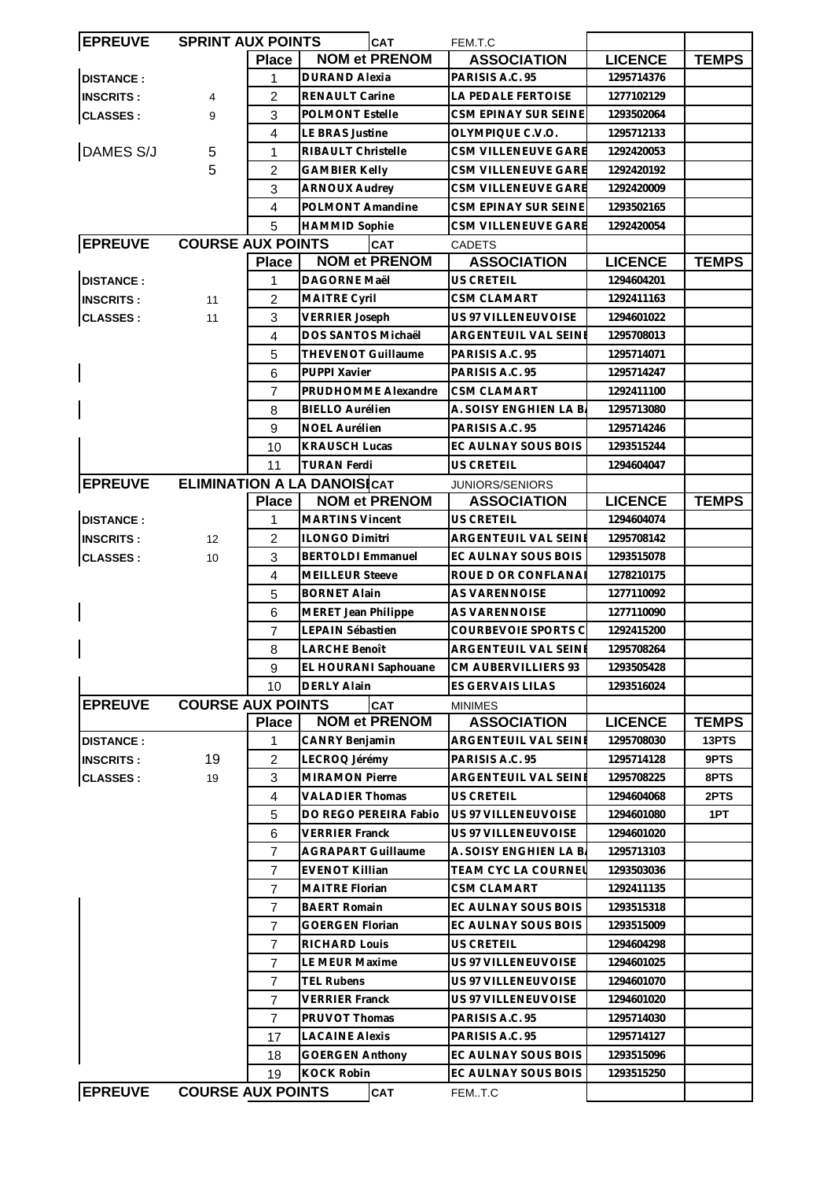| EPREUVE | SPRINT AUX POINTS | | CAT | FEM.T.C | | |
|---|---|---|---|---|---|---|
| | | Place | NOM et PRENOM | ASSOCIATION | LICENCE | TEMPS |
| DISTANCE : | | 1 | DURAND Alexia | PARISIS A.C. 95 | 1295714376 | |
| INSCRITS : | 4 | 2 | RENAULT Carine | LA PEDALE FERTOISE | 1277102129 | |
| CLASSES : | 9 | 3 | POLMONT Estelle | CSM EPINAY SUR SEINE | 1293502064 | |
| | | 4 | LE BRAS Justine | OLYMPIQUE C.V.O. | 1295712133 | |
| DAMES S/J | 5 | 1 | RIBAULT Christelle | CSM VILLENEUVE GARE | 1292420053 | |
| | 5 | 2 | GAMBIER Kelly | CSM VILLENEUVE GARE | 1292420192 | |
| | | 3 | ARNOUX Audrey | CSM VILLENEUVE GARE | 1292420009 | |
| | | 4 | POLMONT Amandine | CSM EPINAY SUR SEINE | 1293502165 | |
| | | 5 | HAMMID Sophie | CSM VILLENEUVE GARE | 1292420054 | |

| EPREUVE | COURSE AUX POINTS | | CAT | CADETS | | |
|---|---|---|---|---|---|---|
| | | Place | NOM et PRENOM | ASSOCIATION | LICENCE | TEMPS |
| DISTANCE : | | 1 | DAGORNE Maël | US CRETEIL | 1294604201 | |
| INSCRITS : | 11 | 2 | MAITRE Cyril | CSM CLAMART | 1292411163 | |
| CLASSES : | 11 | 3 | VERRIER Joseph | US 97 VILLENEUVOISE | 1294601022 | |
| | | 4 | DOS SANTOS Michaël | ARGENTEUIL VAL SEINE | 1295708013 | |
| | | 5 | THEVENOT Guillaume | PARISIS A.C. 95 | 1295714071 | |
| | | 6 | PUPPI Xavier | PARISIS A.C. 95 | 1295714247 | |
| | | 7 | PRUDHOMME Alexandre | CSM CLAMART | 1292411100 | |
| | | 8 | BIELLO Aurélien | A. SOISY ENGHIEN LA BA | 1295713080 | |
| | | 9 | NOEL Aurélien | PARISIS A.C. 95 | 1295714246 | |
| | | 10 | KRAUSCH Lucas | EC AULNAY SOUS BOIS | 1293515244 | |
| | | 11 | TURAN Ferdi | US CRETEIL | 1294604047 | |

| EPREUVE | ELIMINATION A LA DANOISE | | CAT | JUNIORS/SENIORS | | |
|---|---|---|---|---|---|---|
| | | Place | NOM et PRENOM | ASSOCIATION | LICENCE | TEMPS |
| DISTANCE : | | 1 | MARTINS Vincent | US CRETEIL | 1294604074 | |
| INSCRITS : | 12 | 2 | ILONGO Dimitri | ARGENTEUIL VAL SEINE | 1295708142 | |
| CLASSES : | 10 | 3 | BERTOLDI Emmanuel | EC AULNAY SOUS BOIS | 1293515078 | |
| | | 4 | MEILLEUR Steeve | ROUE D OR CONFLANAI | 1278210175 | |
| | | 5 | BORNET Alain | AS VARENNOISE | 1277110092 | |
| | | 6 | MERET Jean Philippe | AS VARENNOISE | 1277110090 | |
| | | 7 | LEPAIN Sébastien | COURBEVOIE SPORTS C | 1292415200 | |
| | | 8 | LARCHE Benoît | ARGENTEUIL VAL SEINE | 1295708264 | |
| | | 9 | EL HOURANI Saphouane | CM AUBERVILLIERS 93 | 1293505428 | |
| | | 10 | DERLY Alain | ES GERVAIS LILAS | 1293516024 | |

| EPREUVE | COURSE AUX POINTS | | CAT | MINIMES | | |
|---|---|---|---|---|---|---|
| | | Place | NOM et PRENOM | ASSOCIATION | LICENCE | TEMPS |
| DISTANCE : | | 1 | CANRY Benjamin | ARGENTEUIL VAL SEINE | 1295708030 | 13PTS |
| INSCRITS : | 19 | 2 | LECROQ Jérémy | PARISIS A.C. 95 | 1295714128 | 9PTS |
| CLASSES : | 19 | 3 | MIRAMON Pierre | ARGENTEUIL VAL SEINE | 1295708225 | 8PTS |
| | | 4 | VALADIER Thomas | US CRETEIL | 1294604068 | 2PTS |
| | | 5 | DO REGO PEREIRA Fabio | US 97 VILLENEUVOISE | 1294601080 | 1PT |
| | | 6 | VERRIER Franck | US 97 VILLENEUVOISE | 1294601020 | |
| | | 7 | AGRAPART Guillaume | A. SOISY ENGHIEN LA BA | 1295713103 | |
| | | 7 | EVENOT Killian | TEAM CYC LA COURNEU | 1293503036 | |
| | | 7 | MAITRE Florian | CSM CLAMART | 1292411135 | |
| | | 7 | BAERT Romain | EC AULNAY SOUS BOIS | 1293515318 | |
| | | 7 | GOERGEN Florian | EC AULNAY SOUS BOIS | 1293515009 | |
| | | 7 | RICHARD Louis | US CRETEIL | 1294604298 | |
| | | 7 | LE MEUR Maxime | US 97 VILLENEUVOISE | 1294601025 | |
| | | 7 | TEL Rubens | US 97 VILLENEUVOISE | 1294601070 | |
| | | 7 | VERRIER Franck | US 97 VILLENEUVOISE | 1294601020 | |
| | | 7 | PRUVOT Thomas | PARISIS A.C. 95 | 1295714030 | |
| | | 17 | LACAINE Alexis | PARISIS A.C. 95 | 1295714127 | |
| | | 18 | GOERGEN Anthony | EC AULNAY SOUS BOIS | 1293515096 | |
| | | 19 | KOCK Robin | EC AULNAY SOUS BOIS | 1293515250 | |

| EPREUVE | COURSE AUX POINTS | | CAT | FEM..T.C | | |
|---|---|---|---|---|---|---|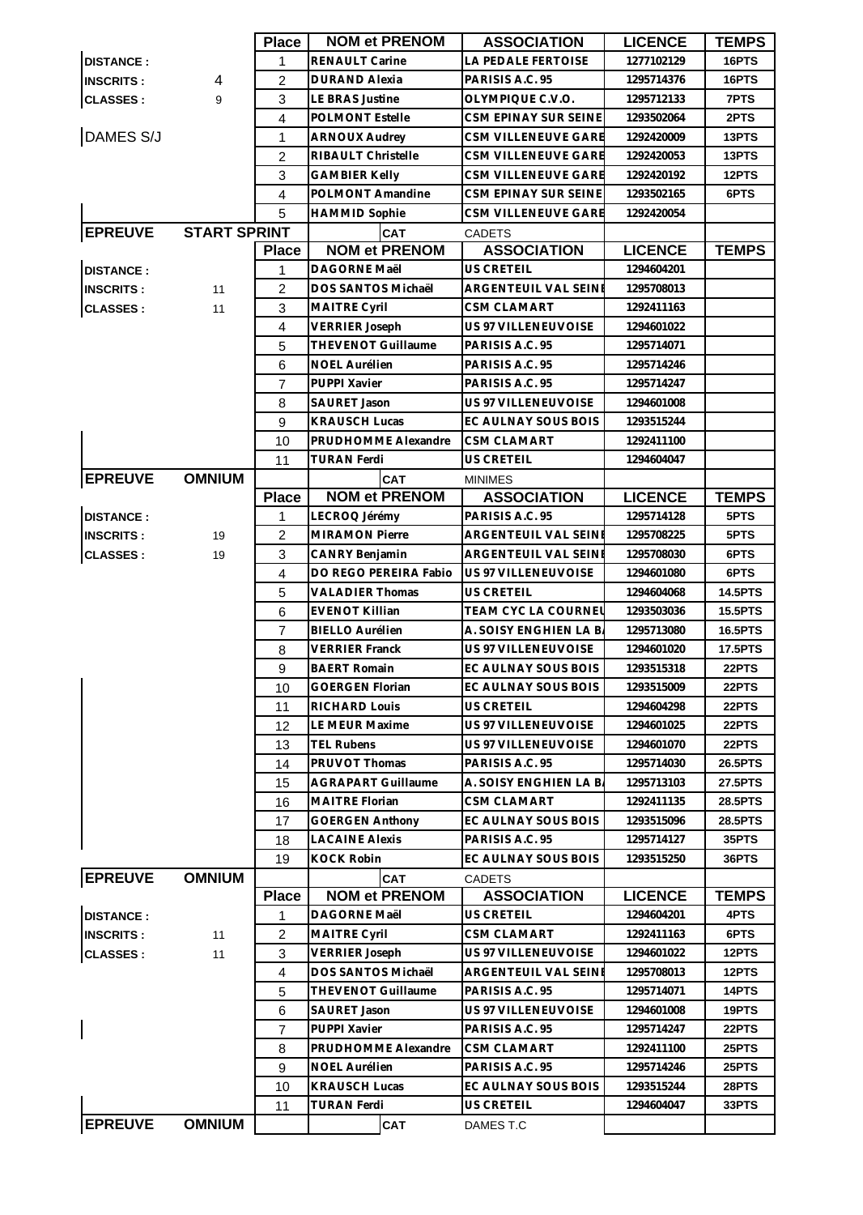| | | Place | NOM et PRENOM | ASSOCIATION | LICENCE | TEMPS |
|---|---|---|---|---|---|---|
| DISTANCE : | | 1 | RENAULT Carine | LA PEDALE FERTOISE | 1277102129 | 16PTS |
| INSCRITS : | 4 | 2 | DURAND Alexia | PARISIS A.C. 95 | 1295714376 | 16PTS |
| CLASSES : | 9 | 3 | LE BRAS Justine | OLYMPIQUE C.V.O. | 1295712133 | 7PTS |
| | | 4 | POLMONT Estelle | CSM EPINAY SUR SEINE | 1293502064 | 2PTS |
| DAMES S/J | | 1 | ARNOUX Audrey | CSM VILLENEUVE GARE | 1292420009 | 13PTS |
| | | 2 | RIBAULT Christelle | CSM VILLENEUVE GARE | 1292420053 | 13PTS |
| | | 3 | GAMBIER Kelly | CSM VILLENEUVE GARE | 1292420192 | 12PTS |
| | | 4 | POLMONT Amandine | CSM EPINAY SUR SEINE | 1293502165 | 6PTS |
| | | 5 | HAMMID Sophie | CSM VILLENEUVE GARE | 1292420054 | |

| EPREUVE | START SPRINT | | CAT | CADETS | | |
|---|---|---|---|---|---|---|
| | | Place | NOM et PRENOM | ASSOCIATION | LICENCE | TEMPS |
| DISTANCE : | | 1 | DAGORNE Maël | US CRETEIL | 1294604201 | |
| INSCRITS : | 11 | 2 | DOS SANTOS Michaël | ARGENTEUIL VAL SEINE | 1295708013 | |
| CLASSES : | 11 | 3 | MAITRE Cyril | CSM CLAMART | 1292411163 | |
| | | 4 | VERRIER Joseph | US 97 VILLENEUVOISE | 1294601022 | |
| | | 5 | THEVENOT Guillaume | PARISIS A.C. 95 | 1295714071 | |
| | | 6 | NOEL Aurélien | PARISIS A.C. 95 | 1295714246 | |
| | | 7 | PUPPI Xavier | PARISIS A.C. 95 | 1295714247 | |
| | | 8 | SAURET Jason | US 97 VILLENEUVOISE | 1294601008 | |
| | | 9 | KRAUSCH Lucas | EC AULNAY SOUS BOIS | 1293515244 | |
| | | 10 | PRUDHOMME Alexandre | CSM CLAMART | 1292411100 | |
| | | 11 | TURAN Ferdi | US CRETEIL | 1294604047 | |

| EPREUVE | OMNIUM | | CAT | MINIMES | | |
|---|---|---|---|---|---|---|
| | | Place | NOM et PRENOM | ASSOCIATION | LICENCE | TEMPS |
| DISTANCE : | | 1 | LECROQ Jérémy | PARISIS A.C. 95 | 1295714128 | 5PTS |
| INSCRITS : | 19 | 2 | MIRAMON Pierre | ARGENTEUIL VAL SEINE | 1295708225 | 5PTS |
| CLASSES : | 19 | 3 | CANRY Benjamin | ARGENTEUIL VAL SEINE | 1295708030 | 6PTS |
| | | 4 | DO REGO PEREIRA Fabio | US 97 VILLENEUVOISE | 1294601080 | 6PTS |
| | | 5 | VALADIER Thomas | US CRETEIL | 1294604068 | 14.5PTS |
| | | 6 | EVENOT Killian | TEAM CYC LA COURNEU | 1293503036 | 15.5PTS |
| | | 7 | BIELLO Aurélien | A. SOISY ENGHIEN LA BA | 1295713080 | 16.5PTS |
| | | 8 | VERRIER Franck | US 97 VILLENEUVOISE | 1294601020 | 17.5PTS |
| | | 9 | BAERT Romain | EC AULNAY SOUS BOIS | 1293515318 | 22PTS |
| | | 10 | GOERGEN Florian | EC AULNAY SOUS BOIS | 1293515009 | 22PTS |
| | | 11 | RICHARD Louis | US CRETEIL | 1294604298 | 22PTS |
| | | 12 | LE MEUR Maxime | US 97 VILLENEUVOISE | 1294601025 | 22PTS |
| | | 13 | TEL Rubens | US 97 VILLENEUVOISE | 1294601070 | 22PTS |
| | | 14 | PRUVOT Thomas | PARISIS A.C. 95 | 1295714030 | 26.5PTS |
| | | 15 | AGRAPART Guillaume | A. SOISY ENGHIEN LA BA | 1295713103 | 27.5PTS |
| | | 16 | MAITRE Florian | CSM CLAMART | 1292411135 | 28.5PTS |
| | | 17 | GOERGEN Anthony | EC AULNAY SOUS BOIS | 1293515096 | 28.5PTS |
| | | 18 | LACAINE Alexis | PARISIS A.C. 95 | 1295714127 | 35PTS |
| | | 19 | KOCK Robin | EC AULNAY SOUS BOIS | 1293515250 | 36PTS |

| EPREUVE | OMNIUM | | CAT | CADETS | | |
|---|---|---|---|---|---|---|
| | | Place | NOM et PRENOM | ASSOCIATION | LICENCE | TEMPS |
| DISTANCE : | | 1 | DAGORNE Maël | US CRETEIL | 1294604201 | 4PTS |
| INSCRITS : | 11 | 2 | MAITRE Cyril | CSM CLAMART | 1292411163 | 6PTS |
| CLASSES : | 11 | 3 | VERRIER Joseph | US 97 VILLENEUVOISE | 1294601022 | 12PTS |
| | | 4 | DOS SANTOS Michaël | ARGENTEUIL VAL SEINE | 1295708013 | 12PTS |
| | | 5 | THEVENOT Guillaume | PARISIS A.C. 95 | 1295714071 | 14PTS |
| | | 6 | SAURET Jason | US 97 VILLENEUVOISE | 1294601008 | 19PTS |
| | | 7 | PUPPI Xavier | PARISIS A.C. 95 | 1295714247 | 22PTS |
| | | 8 | PRUDHOMME Alexandre | CSM CLAMART | 1292411100 | 25PTS |
| | | 9 | NOEL Aurélien | PARISIS A.C. 95 | 1295714246 | 25PTS |
| | | 10 | KRAUSCH Lucas | EC AULNAY SOUS BOIS | 1293515244 | 28PTS |
| | | 11 | TURAN Ferdi | US CRETEIL | 1294604047 | 33PTS |

| EPREUVE | OMNIUM | | CAT | DAMES T.C | | |
|---|---|---|---|---|---|---|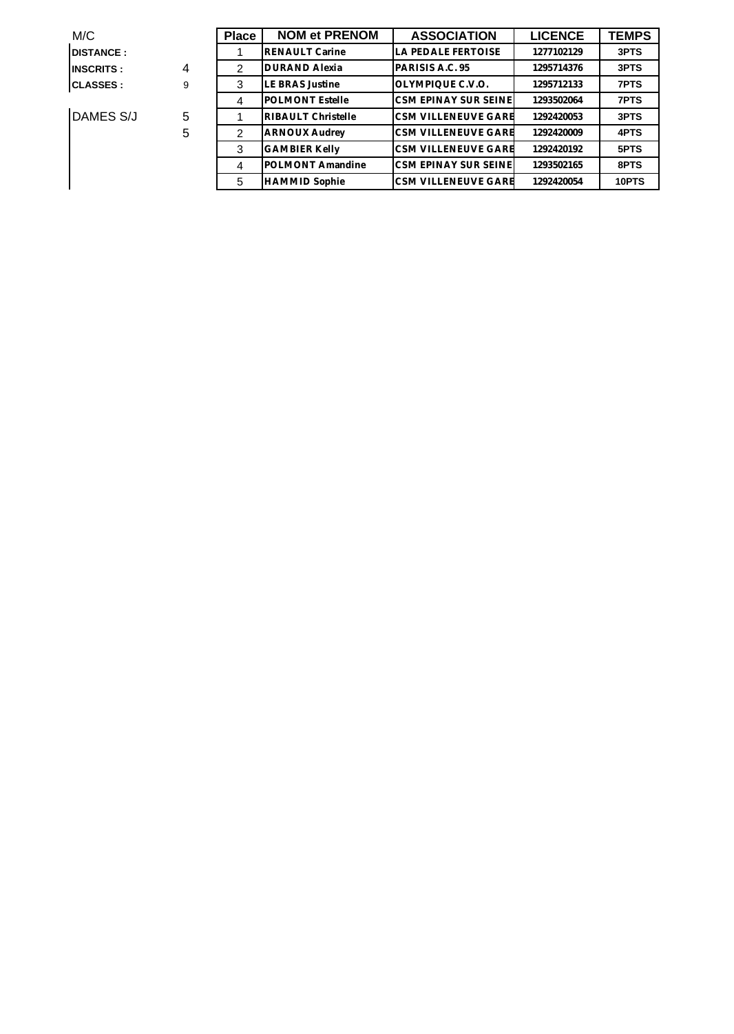| | | Place | NOM et PRENOM | ASSOCIATION | LICENCE | TEMPS |
|---|---|---|---|---|---|---|
| M/C | | | | | | |
| **DISTANCE :** | | 1 | **RENAULT Carine** | **LA PEDALE FERTOISE** | **1277102129** | **3PTS** |
| **INSCRITS :** | 4 | 2 | **DURAND Alexia** | **PARISIS A.C. 95** | **1295714376** | **3PTS** |
| **CLASSES :** | 9 | 3 | **LE BRAS Justine** | **OLYMPIQUE C.V.O.** | **1295712133** | **7PTS** |
| | | 4 | **POLMONT Estelle** | **CSM EPINAY SUR SEINE** | **1293502064** | **7PTS** |
| DAMES S/J | 5 | 1 | **RIBAULT Christelle** | **CSM VILLENEUVE GARE** | **1292420053** | **3PTS** |
| | 5 | 2 | **ARNOUX Audrey** | **CSM VILLENEUVE GARE** | **1292420009** | **4PTS** |
| | | 3 | **GAMBIER Kelly** | **CSM VILLENEUVE GARE** | **1292420192** | **5PTS** |
| | | 4 | **POLMONT Amandine** | **CSM EPINAY SUR SEINE** | **1293502165** | **8PTS** |
| | | 5 | **HAMMID Sophie** | **CSM VILLENEUVE GARE** | **1292420054** | **10PTS** |